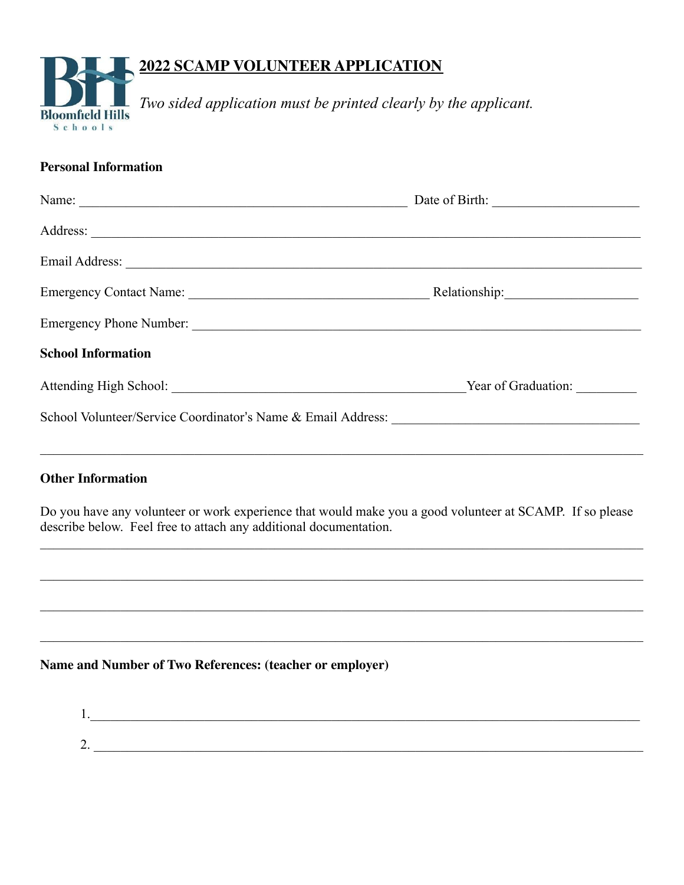# 2022 SCAMP VOLUNTEER APPLICATION

*Two sided application must be printed clearly by the applicant.*

**Personal Information**

Name: ______________________________________________ Date of Birth: _____________________

Address: ______________________________________________________________________________

Email Address: _________________________________________________________________________

Emergency Contact Name: __________________________________ Relationship: ___________________

Emergency Phone Number: _________________________________________________________________

**School Information**

Attending High School: _________________________________________ Year of Graduation: _________

School Volunteer/Service Coordinator's Name & Email Address: ____________________________________

_______________________________________________________________________________________

**Other Information**

Do you have any volunteer or work experience that would make you a good volunteer at SCAMP. If so please describe below. Feel free to attach any additional documentation.

_______________________________________________________________________________________

_______________________________________________________________________________________

_______________________________________________________________________________________

_______________________________________________________________________________________

**Name and Number of Two References: (teacher or employer)**

1. ____________________________________________________________________________________
2. ____________________________________________________________________________________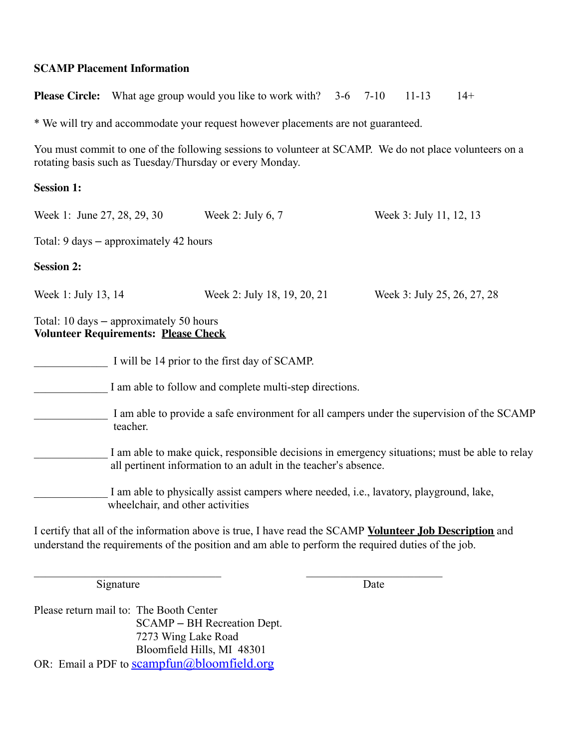**SCAMP Placement Information**

**Please Circle:** What age group would you like to work with? 3-6 7-10 11-13 14+

* We will try and accommodate your request however placements are not guaranteed.

You must commit to one of the following sessions to volunteer at SCAMP. We do not place volunteers on a rotating basis such as Tuesday/Thursday or every Monday.

**Session 1:**

Week 1: June 27, 28, 29, 30 Week 2: July 6, 7 Week 3: July 11, 12, 13

Total: 9 days – approximately 42 hours

**Session 2:**

Week 1: July 13, 14 Week 2: July 18, 19, 20, 21 Week 3: July 25, 26, 27, 28

Total: 10 days – approximately 50 hours

**Volunteer Requirements: Please Check**

_____________ I will be 14 prior to the first day of SCAMP.

_____________ I am able to follow and complete multi-step directions.

_____________ I am able to provide a safe environment for all campers under the supervision of the SCAMP teacher.

_____________ I am able to make quick, responsible decisions in emergency situations; must be able to relay all pertinent information to an adult in the teacher's absence.

_____________ I am able to physically assist campers where needed, i.e., lavatory, playground, lake, wheelchair, and other activities

I certify that all of the information above is true, I have read the SCAMP **Volunteer Job Description** and understand the requirements of the position and am able to perform the required duties of the job.

_________________________________ _________________________
Signature Date

Please return mail to: The Booth Center
SCAMP – BH Recreation Dept.
7273 Wing Lake Road
Bloomfield Hills, MI 48301

OR: Email a PDF to scampfun@bloomfield.org